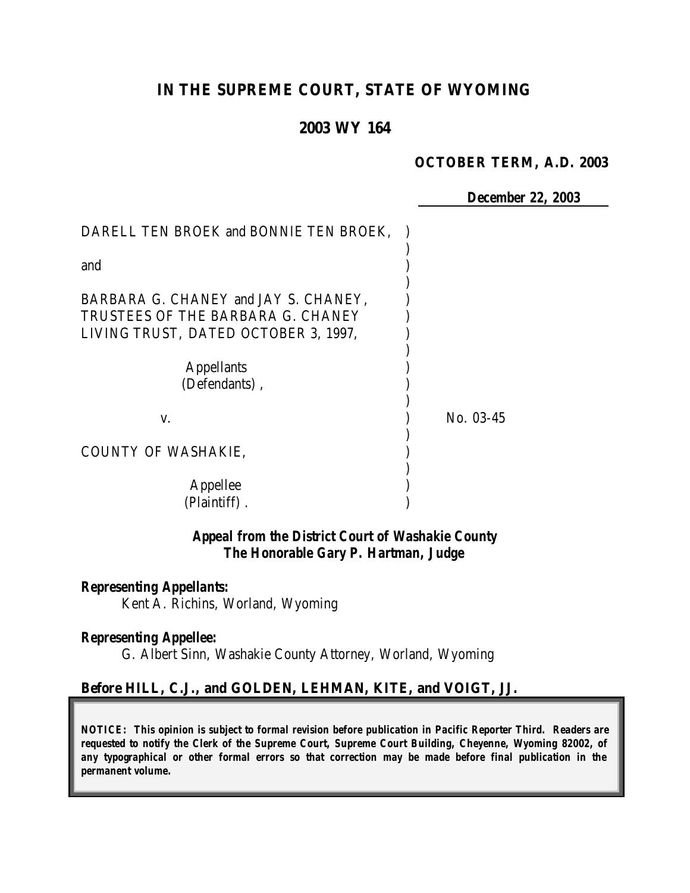# IN THE SUPREME COURT, STATE OF WYOMING

## 2003 WY 164

**OCTOBER TERM, A.D. 2003**

**December 22, 2003**

DARELL TEN BROEK and BONNIE TEN BROEK,

and

BARBARA G. CHANEY and JAY S. CHANEY, TRUSTEES OF THE BARBARA G. CHANEY LIVING TRUST, DATED OCTOBER 3, 1997,

Appellants (Defendants),

v.

COUNTY OF WASHAKIE,

Appellee (Plaintiff).

No. 03-45

***Appeal from the District Court of Washakie County***
***The Honorable Gary P. Hartman, Judge***

***Representing Appellants:***
Kent A. Richins, Worland, Wyoming

***Representing Appellee:***
G. Albert Sinn, Washakie County Attorney, Worland, Wyoming

**Before HILL, C.J., and GOLDEN, LEHMAN, KITE, and VOIGT, JJ.**

***NOTICE: This opinion is subject to formal revision before publication in Pacific Reporter Third. Readers are requested to notify the Clerk of the Supreme Court, Supreme Court Building, Cheyenne, Wyoming 82002, of any typographical or other formal errors so that correction may be made before final publication in the permanent volume.***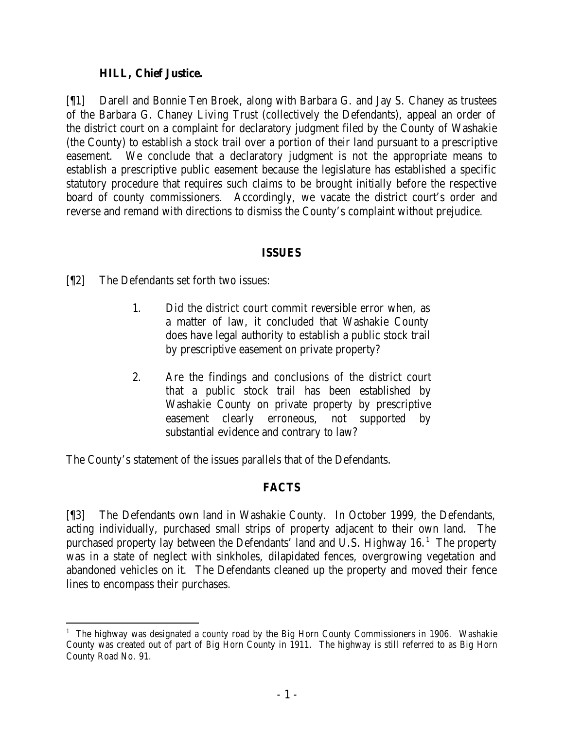**HILL, Chief Justice.**

[¶1] Darell and Bonnie Ten Broek, along with Barbara G. and Jay S. Chaney as trustees of the Barbara G. Chaney Living Trust (collectively the Defendants), appeal an order of the district court on a complaint for declaratory judgment filed by the County of Washakie (the County) to establish a stock trail over a portion of their land pursuant to a prescriptive easement. We conclude that a declaratory judgment is not the appropriate means to establish a prescriptive public easement because the legislature has established a specific statutory procedure that requires such claims to be brought initially before the respective board of county commissioners. Accordingly, we vacate the district court's order and reverse and remand with directions to dismiss the County's complaint without prejudice.

## ISSUES

[¶2] The Defendants set forth two issues:

1. Did the district court commit reversible error when, as a matter of law, it concluded that Washakie County does have legal authority to establish a public stock trail by prescriptive easement on private property?

2. Are the findings and conclusions of the district court that a public stock trail has been established by Washakie County on private property by prescriptive easement clearly erroneous, not supported by substantial evidence and contrary to law?

The County's statement of the issues parallels that of the Defendants.

## FACTS

[¶3] The Defendants own land in Washakie County. In October 1999, the Defendants, acting individually, purchased small strips of property adjacent to their own land. The purchased property lay between the Defendants' land and U.S. Highway 16.[1] The property was in a state of neglect with sinkholes, dilapidated fences, overgrowing vegetation and abandoned vehicles on it. The Defendants cleaned up the property and moved their fence lines to encompass their purchases.

[1] The highway was designated a county road by the Big Horn County Commissioners in 1906. Washakie County was created out of part of Big Horn County in 1911. The highway is still referred to as Big Horn County Road No. 91.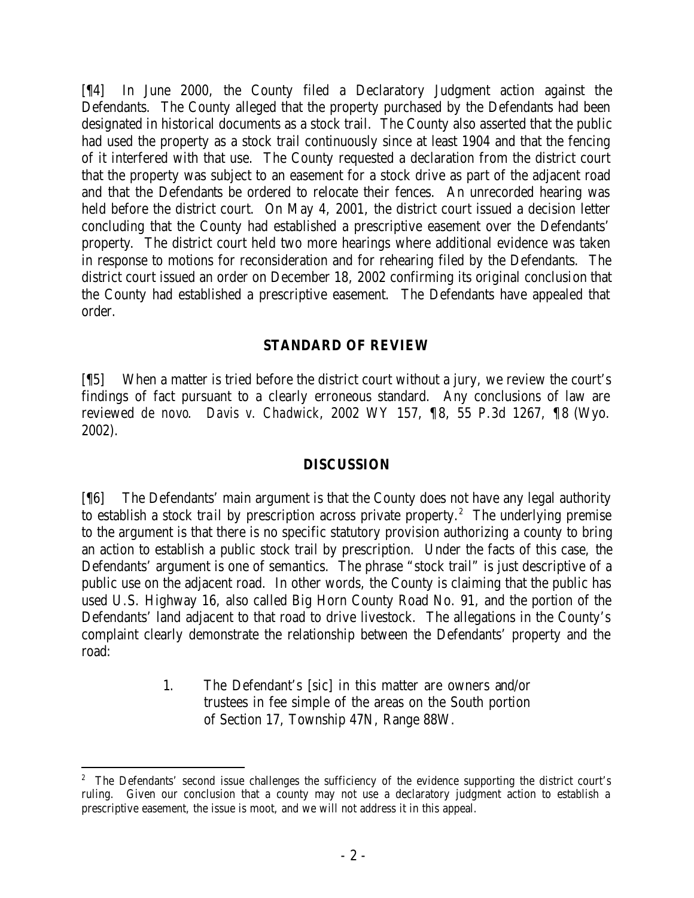[¶4] In June 2000, the County filed a Declaratory Judgment action against the Defendants. The County alleged that the property purchased by the Defendants had been designated in historical documents as a stock trail. The County also asserted that the public had used the property as a stock trail continuously since at least 1904 and that the fencing of it interfered with that use. The County requested a declaration from the district court that the property was subject to an easement for a stock drive as part of the adjacent road and that the Defendants be ordered to relocate their fences. An unrecorded hearing was held before the district court. On May 4, 2001, the district court issued a decision letter concluding that the County had established a prescriptive easement over the Defendants' property. The district court held two more hearings where additional evidence was taken in response to motions for reconsideration and for rehearing filed by the Defendants. The district court issued an order on December 18, 2002 confirming its original conclusion that the County had established a prescriptive easement. The Defendants have appealed that order.

## STANDARD OF REVIEW

[¶5] When a matter is tried before the district court without a jury, we review the court's findings of fact pursuant to a clearly erroneous standard. Any conclusions of law are reviewed *de novo*. *Davis v. Chadwick*, 2002 WY 157, ¶8, 55 P.3d 1267, ¶8 (Wyo. 2002).

## DISCUSSION

[¶6] The Defendants' main argument is that the County does not have any legal authority to establish a stock trail by prescription across private property.[2] The underlying premise to the argument is that there is no specific statutory provision authorizing a county to bring an action to establish a public stock trail by prescription. Under the facts of this case, the Defendants' argument is one of semantics. The phrase "stock trail" is just descriptive of a public use on the adjacent road. In other words, the County is claiming that the public has used U.S. Highway 16, also called Big Horn County Road No. 91, and the portion of the Defendants' land adjacent to that road to drive livestock. The allegations in the County's complaint clearly demonstrate the relationship between the Defendants' property and the road:

> 1. The Defendant's [sic] in this matter are owners and/or trustees in fee simple of the areas on the South portion of Section 17, Township 47N, Range 88W.

---

[2] The Defendants' second issue challenges the sufficiency of the evidence supporting the district court's ruling. Given our conclusion that a county may not use a declaratory judgment action to establish a prescriptive easement, the issue is moot, and we will not address it in this appeal.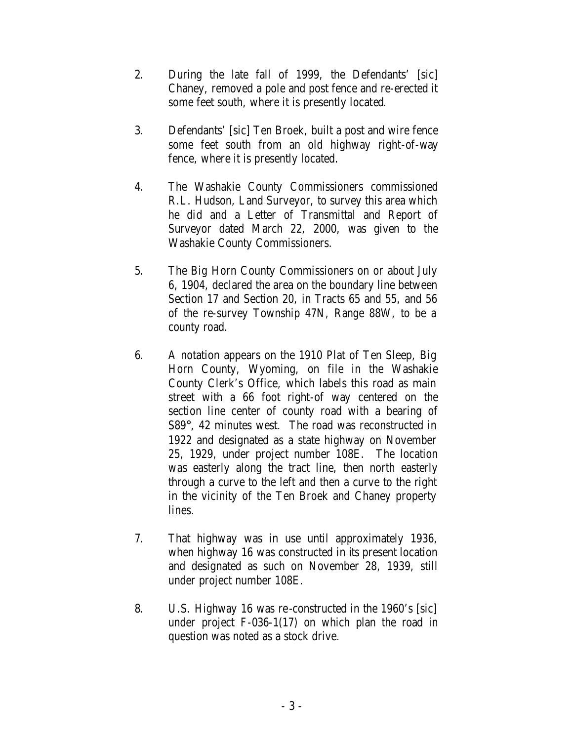2. During the late fall of 1999, the Defendants' [sic] Chaney, removed a pole and post fence and re-erected it some feet south, where it is presently located.

3. Defendants' [sic] Ten Broek, built a post and wire fence some feet south from an old highway right-of-way fence, where it is presently located.

4. The Washakie County Commissioners commissioned R.L. Hudson, Land Surveyor, to survey this area which he did and a Letter of Transmittal and Report of Surveyor dated March 22, 2000, was given to the Washakie County Commissioners.

5. The Big Horn County Commissioners on or about July 6, 1904, declared the area on the boundary line between Section 17 and Section 20, in Tracts 65 and 55, and 56 of the re-survey Township 47N, Range 88W, to be a county road.

6. A notation appears on the 1910 Plat of Ten Sleep, Big Horn County, Wyoming, on file in the Washakie County Clerk's Office, which labels this road as main street with a 66 foot right-of way centered on the section line center of county road with a bearing of S89°, 42 minutes west. The road was reconstructed in 1922 and designated as a state highway on November 25, 1929, under project number 108E. The location was easterly along the tract line, then north easterly through a curve to the left and then a curve to the right in the vicinity of the Ten Broek and Chaney property lines.

7. That highway was in use until approximately 1936, when highway 16 was constructed in its present location and designated as such on November 28, 1939, still under project number 108E.

8. U.S. Highway 16 was re-constructed in the 1960's [sic] under project F-036-1(17) on which plan the road in question was noted as a stock drive.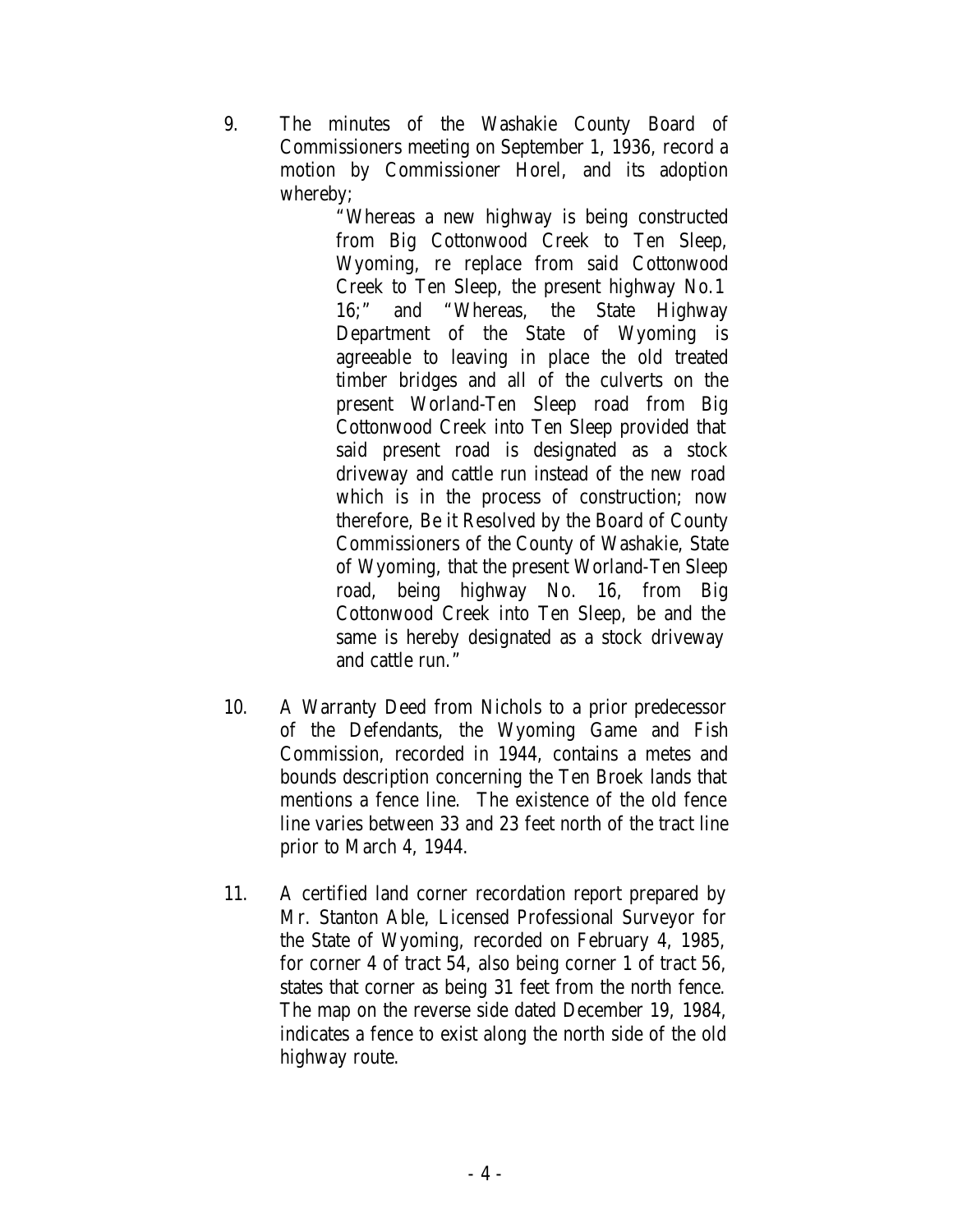9. The minutes of the Washakie County Board of Commissioners meeting on September 1, 1936, record a motion by Commissioner Horel, and its adoption whereby;

   > "Whereas a new highway is being constructed from Big Cottonwood Creek to Ten Sleep, Wyoming, re replace from said Cottonwood Creek to Ten Sleep, the present highway No.1 16;" and "Whereas, the State Highway Department of the State of Wyoming is agreeable to leaving in place the old treated timber bridges and all of the culverts on the present Worland-Ten Sleep road from Big Cottonwood Creek into Ten Sleep provided that said present road is designated as a stock driveway and cattle run instead of the new road which is in the process of construction; now therefore, Be it Resolved by the Board of County Commissioners of the County of Washakie, State of Wyoming, that the present Worland-Ten Sleep road, being highway No. 16, from Big Cottonwood Creek into Ten Sleep, be and the same is hereby designated as a stock driveway and cattle run."

10. A Warranty Deed from Nichols to a prior predecessor of the Defendants, the Wyoming Game and Fish Commission, recorded in 1944, contains a metes and bounds description concerning the Ten Broek lands that mentions a fence line. The existence of the old fence line varies between 33 and 23 feet north of the tract line prior to March 4, 1944.

11. A certified land corner recordation report prepared by Mr. Stanton Able, Licensed Professional Surveyor for the State of Wyoming, recorded on February 4, 1985, for corner 4 of tract 54, also being corner 1 of tract 56, states that corner as being 31 feet from the north fence. The map on the reverse side dated December 19, 1984, indicates a fence to exist along the north side of the old highway route.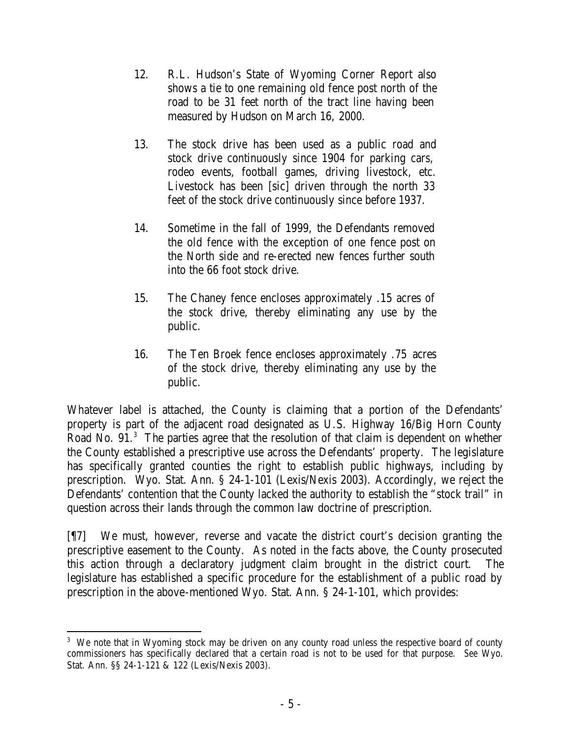12. R.L. Hudson's State of Wyoming Corner Report also shows a tie to one remaining old fence post north of the road to be 31 feet north of the tract line having been measured by Hudson on March 16, 2000.

13. The stock drive has been used as a public road and stock drive continuously since 1904 for parking cars, rodeo events, football games, driving livestock, etc. Livestock has been [sic] driven through the north 33 feet of the stock drive continuously since before 1937.

14. Sometime in the fall of 1999, the Defendants removed the old fence with the exception of one fence post on the North side and re-erected new fences further south into the 66 foot stock drive.

15. The Chaney fence encloses approximately .15 acres of the stock drive, thereby eliminating any use by the public.

16. The Ten Broek fence encloses approximately .75 acres of the stock drive, thereby eliminating any use by the public.

Whatever label is attached, the County is claiming that a portion of the Defendants' property is part of the adjacent road designated as U.S. Highway 16/Big Horn County Road No. 91.[3] The parties agree that the resolution of that claim is dependent on whether the County established a prescriptive use across the Defendants' property. The legislature has specifically granted counties the right to establish public highways, including by prescription. Wyo. Stat. Ann. § 24-1-101 (Lexis/Nexis 2003). Accordingly, we reject the Defendants' contention that the County lacked the authority to establish the "stock trail" in question across their lands through the common law doctrine of prescription.

[¶7] We must, however, reverse and vacate the district court's decision granting the prescriptive easement to the County. As noted in the facts above, the County prosecuted this action through a declaratory judgment claim brought in the district court. The legislature has established a specific procedure for the establishment of a public road by prescription in the above-mentioned Wyo. Stat. Ann. § 24-1-101, which provides:

---

[3] We note that in Wyoming stock may be driven on any county road unless the respective board of county commissioners has specifically declared that a certain road is not to be used for that purpose. See Wyo. Stat. Ann. §§ 24-1-121 & 122 (Lexis/Nexis 2003).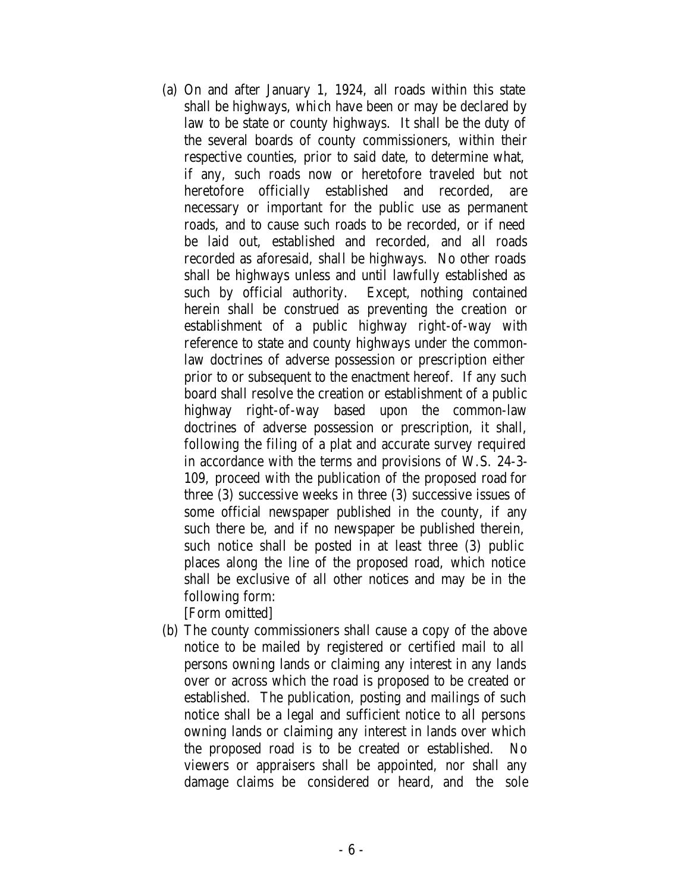(a) On and after January 1, 1924, all roads within this state shall be highways, which have been or may be declared by law to be state or county highways. It shall be the duty of the several boards of county commissioners, within their respective counties, prior to said date, to determine what, if any, such roads now or heretofore traveled but not heretofore officially established and recorded, are necessary or important for the public use as permanent roads, and to cause such roads to be recorded, or if need be laid out, established and recorded, and all roads recorded as aforesaid, shall be highways. No other roads shall be highways unless and until lawfully established as such by official authority. Except, nothing contained herein shall be construed as preventing the creation or establishment of a public highway right-of-way with reference to state and county highways under the common-law doctrines of adverse possession or prescription either prior to or subsequent to the enactment hereof. If any such board shall resolve the creation or establishment of a public highway right-of-way based upon the common-law doctrines of adverse possession or prescription, it shall, following the filing of a plat and accurate survey required in accordance with the terms and provisions of W.S. 24-3-109, proceed with the publication of the proposed road for three (3) successive weeks in three (3) successive issues of some official newspaper published in the county, if any such there be, and if no newspaper be published therein, such notice shall be posted in at least three (3) public places along the line of the proposed road, which notice shall be exclusive of all other notices and may be in the following form:

[Form omitted]

(b) The county commissioners shall cause a copy of the above notice to be mailed by registered or certified mail to all persons owning lands or claiming any interest in any lands over or across which the road is proposed to be created or established. The publication, posting and mailings of such notice shall be a legal and sufficient notice to all persons owning lands or claiming any interest in lands over which the proposed road is to be created or established. No viewers or appraisers shall be appointed, nor shall any damage claims be considered or heard, and the sole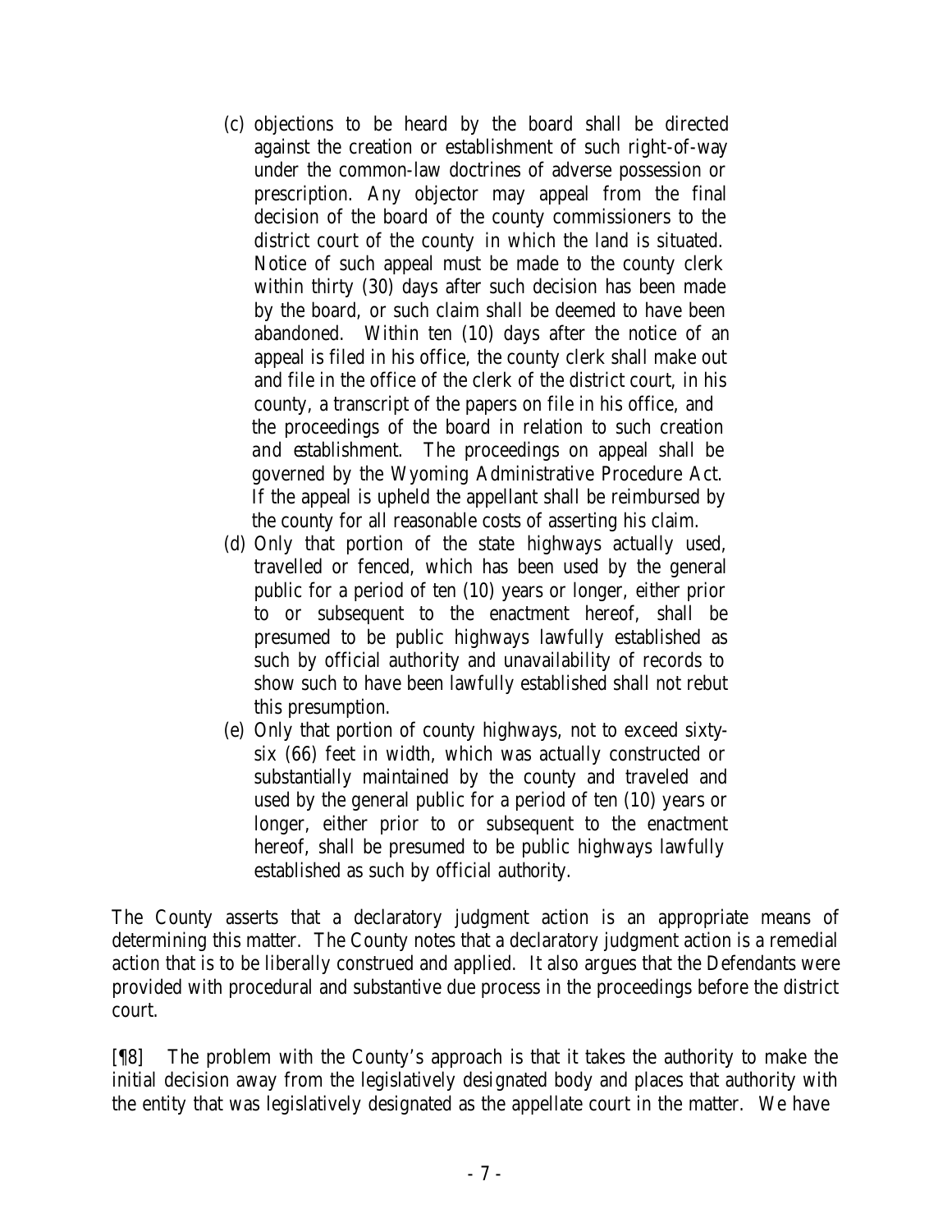(c) objections to be heard by the board shall be directed against the creation or establishment of such right-of-way under the common-law doctrines of adverse possession or prescription. Any objector may appeal from the final decision of the board of the county commissioners to the district court of the county in which the land is situated. Notice of such appeal must be made to the county clerk within thirty (30) days after such decision has been made by the board, or such claim shall be deemed to have been abandoned. Within ten (10) days after the notice of an appeal is filed in his office, the county clerk shall make out and file in the office of the clerk of the district court, in his county, a transcript of the papers on file in his office, and the proceedings of the board in relation to such creation and establishment. The proceedings on appeal shall be governed by the Wyoming Administrative Procedure Act. If the appeal is upheld the appellant shall be reimbursed by the county for all reasonable costs of asserting his claim.

(d) Only that portion of the state highways actually used, travelled or fenced, which has been used by the general public for a period of ten (10) years or longer, either prior to or subsequent to the enactment hereof, shall be presumed to be public highways lawfully established as such by official authority and unavailability of records to show such to have been lawfully established shall not rebut this presumption.

(e) Only that portion of county highways, not to exceed sixty-six (66) feet in width, which was actually constructed or substantially maintained by the county and traveled and used by the general public for a period of ten (10) years or longer, either prior to or subsequent to the enactment hereof, shall be presumed to be public highways lawfully established as such by official authority.

The County asserts that a declaratory judgment action is an appropriate means of determining this matter. The County notes that a declaratory judgment action is a remedial action that is to be liberally construed and applied. It also argues that the Defendants were provided with procedural and substantive due process in the proceedings before the district court.

[¶8] The problem with the County's approach is that it takes the authority to make the initial decision away from the legislatively designated body and places that authority with the entity that was legislatively designated as the appellate court in the matter. We have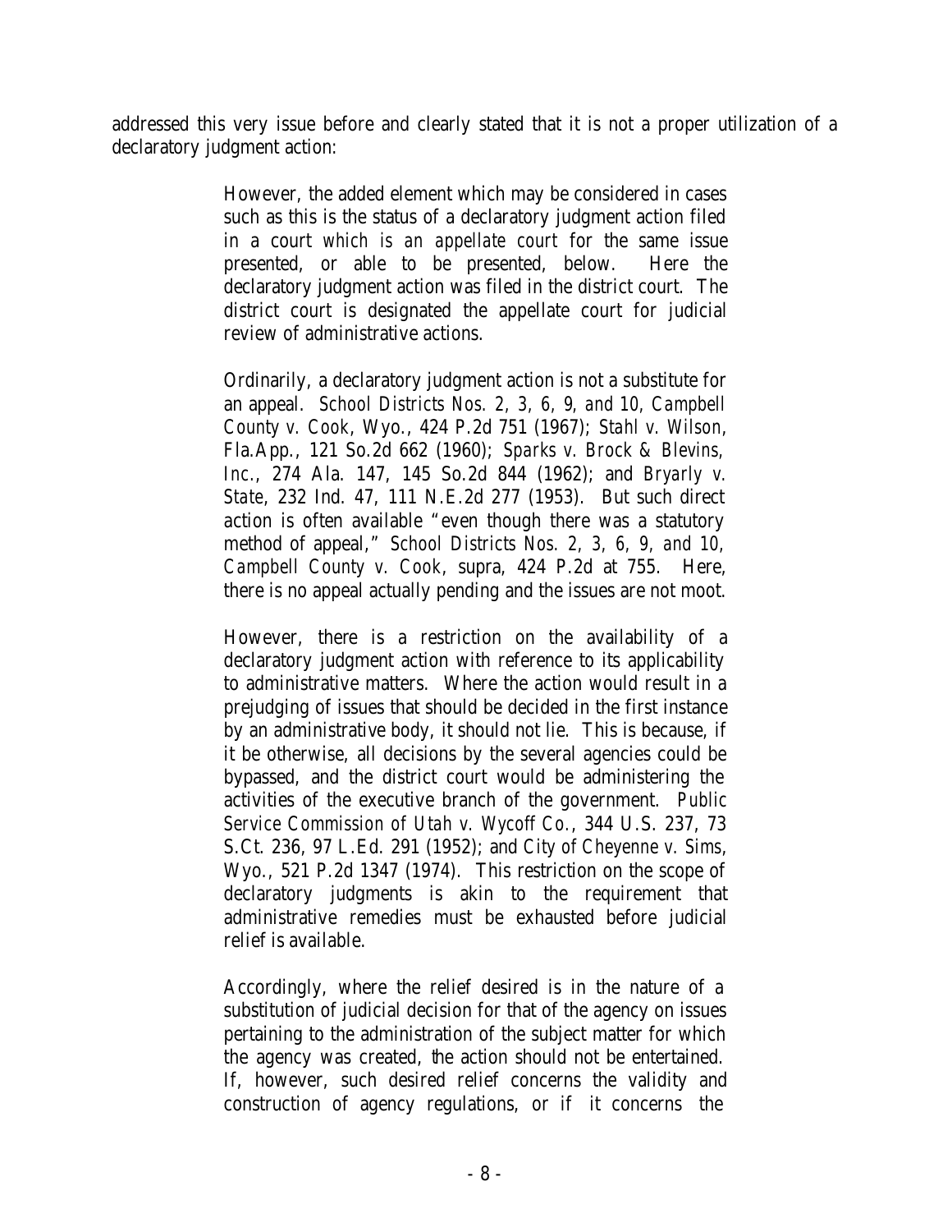addressed this very issue before and clearly stated that it is not a proper utilization of a declaratory judgment action:

> However, the added element which may be considered in cases such as this is the status of a declaratory judgment action filed in a court *which is an appellate court* for the same issue presented, or able to be presented, below. Here the declaratory judgment action was filed in the district court. The district court is designated the appellate court for judicial review of administrative actions.
>
> Ordinarily, a declaratory judgment action is not a substitute for an appeal. *School Districts Nos. 2, 3, 6, 9, and 10, Campbell County v. Cook*, Wyo., 424 P.2d 751 (1967); *Stahl v. Wilson*, Fla.App., 121 So.2d 662 (1960); *Sparks v. Brock & Blevins, Inc.*, 274 Ala. 147, 145 So.2d 844 (1962); and *Bryarly v. State*, 232 Ind. 47, 111 N.E.2d 277 (1953). But such direct action is often available "even though there was a statutory method of appeal," *School Districts Nos. 2, 3, 6, 9, and 10, Campbell County v. Cook*, supra, 424 P.2d at 755. Here, there is no appeal actually pending and the issues are not moot.
>
> However, there is a restriction on the availability of a declaratory judgment action with reference to its applicability to administrative matters. Where the action would result in a prejudging of issues that should be decided in the first instance by an administrative body, it should not lie. This is because, if it be otherwise, all decisions by the several agencies could be bypassed, and the district court would be administering the activities of the executive branch of the government. *Public Service Commission of Utah v. Wycoff Co.*, 344 U.S. 237, 73 S.Ct. 236, 97 L.Ed. 291 (1952); and *City of Cheyenne v. Sims*, Wyo., 521 P.2d 1347 (1974). This restriction on the scope of declaratory judgments is akin to the requirement that administrative remedies must be exhausted before judicial relief is available.
>
> Accordingly, where the relief desired is in the nature of a substitution of judicial decision for that of the agency on issues pertaining to the administration of the subject matter for which the agency was created, the action should not be entertained. If, however, such desired relief concerns the validity and construction of agency regulations, or if it concerns the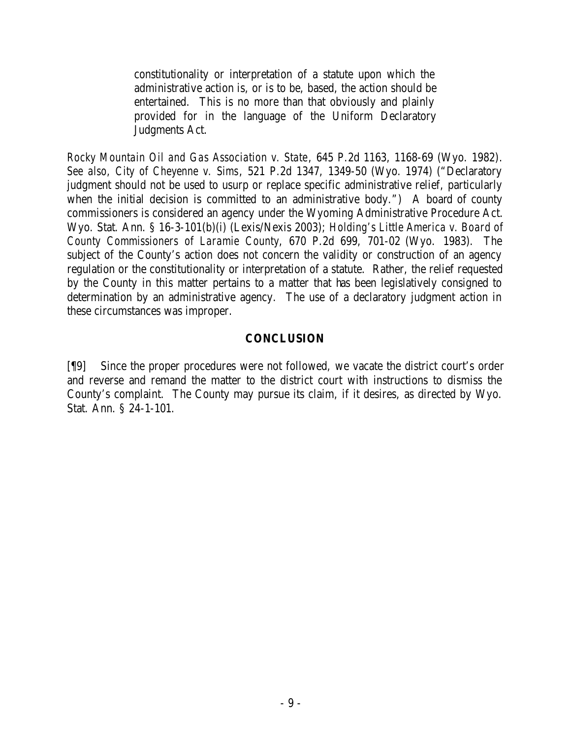> constitutionality or interpretation of a statute upon which the administrative action is, or is to be, based, the action should be entertained. This is no more than that obviously and plainly provided for in the language of the Uniform Declaratory Judgments Act.

*Rocky Mountain Oil and Gas Association v. State*, 645 P.2d 1163, 1168-69 (Wyo. 1982). *See also*, *City of Cheyenne v. Sims*, 521 P.2d 1347, 1349-50 (Wyo. 1974) ("Declaratory judgment should not be used to usurp or replace specific administrative relief, particularly when the initial decision is committed to an administrative body.") A board of county commissioners is considered an agency under the Wyoming Administrative Procedure Act. Wyo. Stat. Ann. § 16-3-101(b)(i) (Lexis/Nexis 2003); *Holding's Little America v. Board of County Commissioners of Laramie County*, 670 P.2d 699, 701-02 (Wyo. 1983). The subject of the County's action does not concern the validity or construction of an agency regulation or the constitutionality or interpretation of a statute. Rather, the relief requested by the County in this matter pertains to a matter that has been legislatively consigned to determination by an administrative agency. The use of a declaratory judgment action in these circumstances was improper.

## CONCLUSION

[¶9] Since the proper procedures were not followed, we vacate the district court's order and reverse and remand the matter to the district court with instructions to dismiss the County's complaint. The County may pursue its claim, if it desires, as directed by Wyo. Stat. Ann. § 24-1-101.